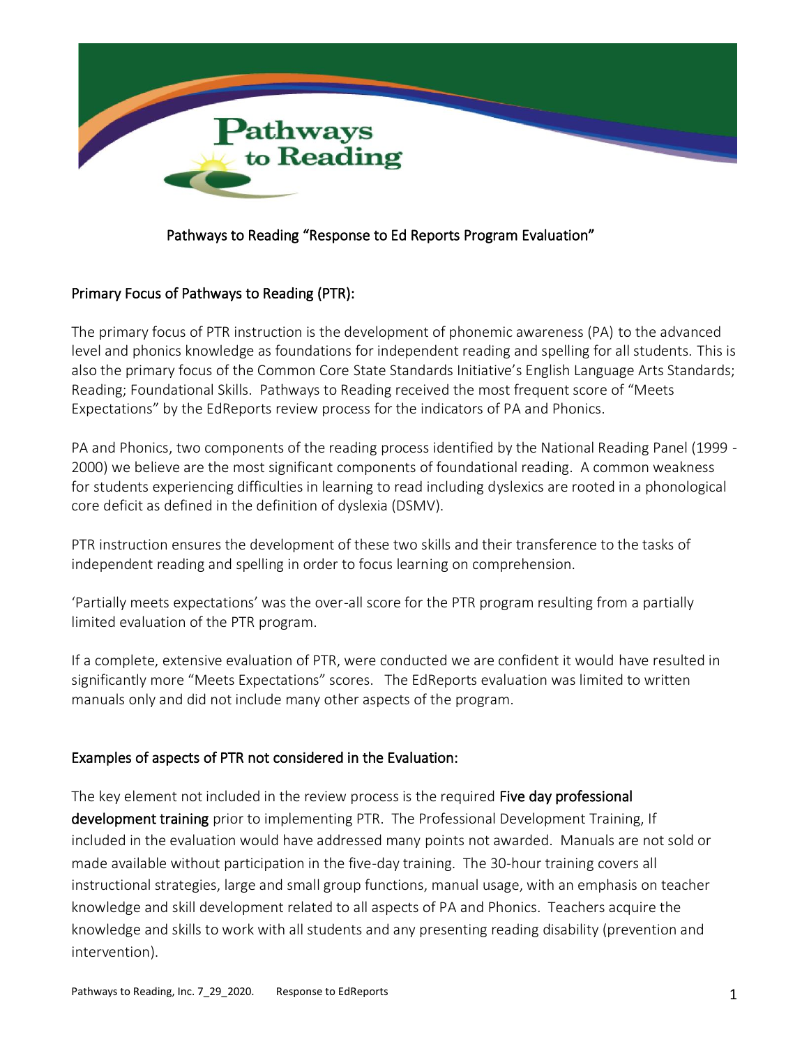Pathways to Reading

# Pathways to Reading "Response to Ed Reports Program Evaluation"

## Primary Focus of Pathways to Reading (PTR):

The primary focus of PTR instruction is the development of phonemic awareness (PA) to the advanced level and phonics knowledge as foundations for independent reading and spelling for all students. This is also the primary focus of the Common Core State Standards Initiative's English Language Arts Standards; Reading; Foundational Skills. Pathways to Reading received the most frequent score of "Meets Expectations" by the EdReports review process for the indicators of PA and Phonics.

PA and Phonics, two components of the reading process identified by the National Reading Panel (1999 - 2000) we believe are the most significant components of foundational reading. A common weakness for students experiencing difficulties in learning to read including dyslexics are rooted in a phonological core deficit as defined in the definition of dyslexia (DSMV).

PTR instruction ensures the development of these two skills and their transference to the tasks of independent reading and spelling in order to focus learning on comprehension.

'Partially meets expectations' was the over-all score for the PTR program resulting from a partially limited evaluation of the PTR program.

If a complete, extensive evaluation of PTR, were conducted we are confident it would have resulted in significantly more "Meets Expectations" scores. The EdReports evaluation was limited to written manuals only and did not include many other aspects of the program.

## Examples of aspects of PTR not considered in the Evaluation:

The key element not included in the review process is the required **Five day professional development training** prior to implementing PTR. The Professional Development Training, If included in the evaluation would have addressed many points not awarded. Manuals are not sold or made available without participation in the five-day training. The 30-hour training covers all instructional strategies, large and small group functions, manual usage, with an emphasis on teacher knowledge and skill development related to all aspects of PA and Phonics. Teachers acquire the knowledge and skills to work with all students and any presenting reading disability (prevention and intervention).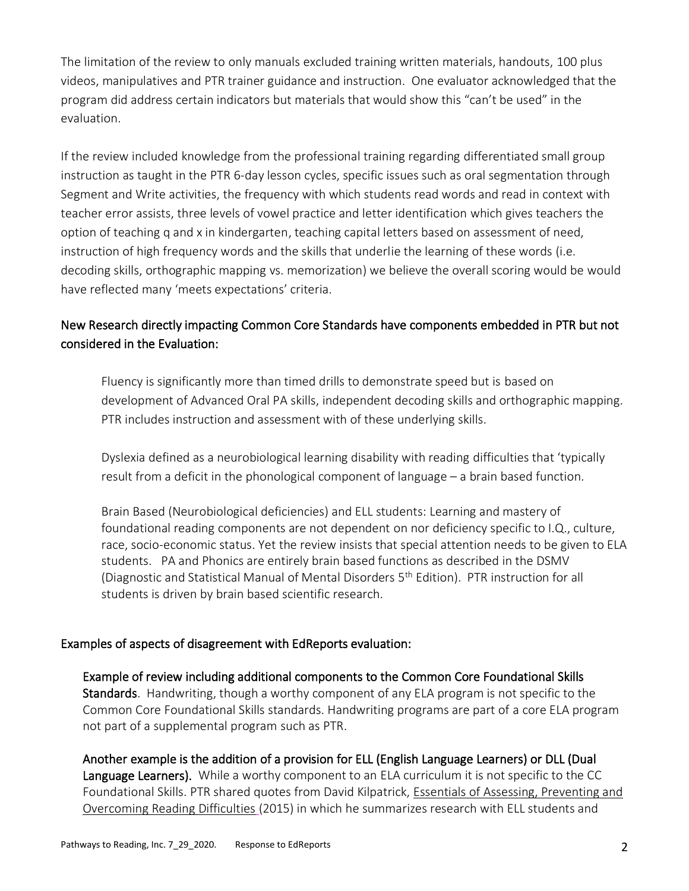The limitation of the review to only manuals excluded training written materials, handouts, 100 plus videos, manipulatives and PTR trainer guidance and instruction. One evaluator acknowledged that the program did address certain indicators but materials that would show this "can't be used" in the evaluation.

If the review included knowledge from the professional training regarding differentiated small group instruction as taught in the PTR 6-day lesson cycles, specific issues such as oral segmentation through Segment and Write activities, the frequency with which students read words and read in context with teacher error assists, three levels of vowel practice and letter identification which gives teachers the option of teaching q and x in kindergarten, teaching capital letters based on assessment of need, instruction of high frequency words and the skills that underlie the learning of these words (i.e. decoding skills, orthographic mapping vs. memorization) we believe the overall scoring would be would have reflected many 'meets expectations' criteria.

### New Research directly impacting Common Core Standards have components embedded in PTR but not considered in the Evaluation:

Fluency is significantly more than timed drills to demonstrate speed but is based on development of Advanced Oral PA skills, independent decoding skills and orthographic mapping. PTR includes instruction and assessment with of these underlying skills.

Dyslexia defined as a neurobiological learning disability with reading difficulties that 'typically result from a deficit in the phonological component of language – a brain based function.

Brain Based (Neurobiological deficiencies) and ELL students: Learning and mastery of foundational reading components are not dependent on nor deficiency specific to I.Q., culture, race, socio-economic status. Yet the review insists that special attention needs to be given to ELA students. PA and Phonics are entirely brain based functions as described in the DSMV (Diagnostic and Statistical Manual of Mental Disorders 5th Edition). PTR instruction for all students is driven by brain based scientific research.

### Examples of aspects of disagreement with EdReports evaluation:

**Example of review including additional components to the Common Core Foundational Skills Standards**. Handwriting, though a worthy component of any ELA program is not specific to the Common Core Foundational Skills standards. Handwriting programs are part of a core ELA program not part of a supplemental program such as PTR.

**Another example is the addition of a provision for ELL (English Language Learners) or DLL (Dual Language Learners).** While a worthy component to an ELA curriculum it is not specific to the CC Foundational Skills. PTR shared quotes from David Kilpatrick, Essentials of Assessing, Preventing and Overcoming Reading Difficulties (2015) in which he summarizes research with ELL students and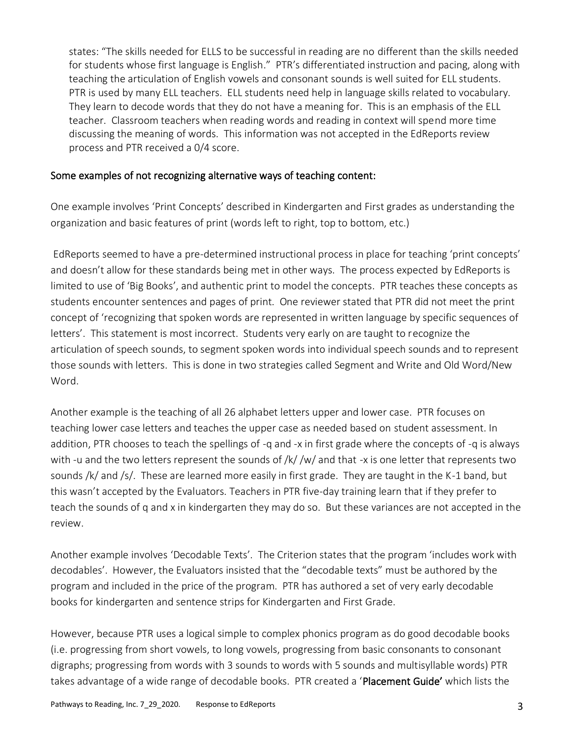states: "The skills needed for ELLS to be successful in reading are no different than the skills needed for students whose first language is English." PTR's differentiated instruction and pacing, along with teaching the articulation of English vowels and consonant sounds is well suited for ELL students. PTR is used by many ELL teachers. ELL students need help in language skills related to vocabulary. They learn to decode words that they do not have a meaning for. This is an emphasis of the ELL teacher. Classroom teachers when reading words and reading in context will spend more time discussing the meaning of words. This information was not accepted in the EdReports review process and PTR received a 0/4 score.

## Some examples of not recognizing alternative ways of teaching content:

One example involves 'Print Concepts' described in Kindergarten and First grades as understanding the organization and basic features of print (words left to right, top to bottom, etc.)

EdReports seemed to have a pre-determined instructional process in place for teaching 'print concepts' and doesn't allow for these standards being met in other ways. The process expected by EdReports is limited to use of 'Big Books', and authentic print to model the concepts. PTR teaches these concepts as students encounter sentences and pages of print. One reviewer stated that PTR did not meet the print concept of 'recognizing that spoken words are represented in written language by specific sequences of letters'. This statement is most incorrect. Students very early on are taught to recognize the articulation of speech sounds, to segment spoken words into individual speech sounds and to represent those sounds with letters. This is done in two strategies called Segment and Write and Old Word/New Word.

Another example is the teaching of all 26 alphabet letters upper and lower case. PTR focuses on teaching lower case letters and teaches the upper case as needed based on student assessment. In addition, PTR chooses to teach the spellings of -q and -x in first grade where the concepts of -q is always with -u and the two letters represent the sounds of /k/ /w/ and that -x is one letter that represents two sounds /k/ and /s/. These are learned more easily in first grade. They are taught in the K-1 band, but this wasn't accepted by the Evaluators. Teachers in PTR five-day training learn that if they prefer to teach the sounds of q and x in kindergarten they may do so. But these variances are not accepted in the review.

Another example involves 'Decodable Texts'. The Criterion states that the program 'includes work with decodables'. However, the Evaluators insisted that the "decodable texts" must be authored by the program and included in the price of the program. PTR has authored a set of very early decodable books for kindergarten and sentence strips for Kindergarten and First Grade.

However, because PTR uses a logical simple to complex phonics program as do good decodable books (i.e. progressing from short vowels, to long vowels, progressing from basic consonants to consonant digraphs; progressing from words with 3 sounds to words with 5 sounds and multisyllable words) PTR takes advantage of a wide range of decodable books. PTR created a '**Placement Guide**' which lists the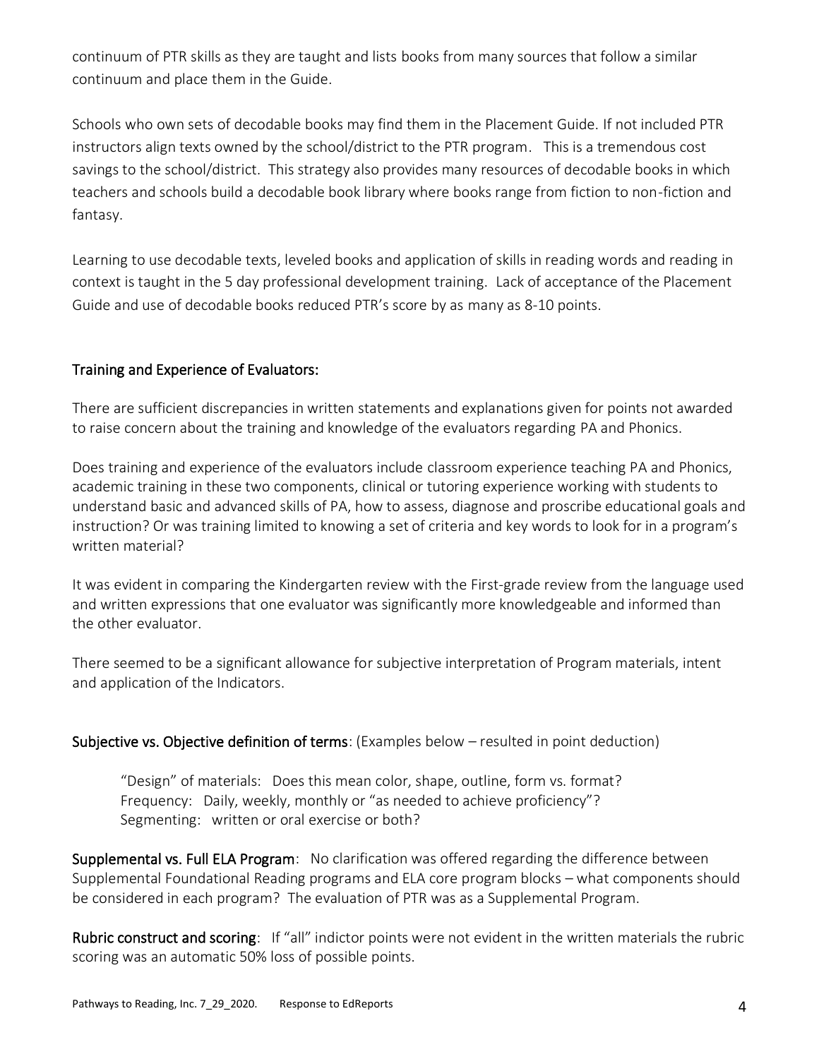continuum of PTR skills as they are taught and lists books from many sources that follow a similar continuum and place them in the Guide.

Schools who own sets of decodable books may find them in the Placement Guide. If not included PTR instructors align texts owned by the school/district to the PTR program. This is a tremendous cost savings to the school/district. This strategy also provides many resources of decodable books in which teachers and schools build a decodable book library where books range from fiction to non-fiction and fantasy.

Learning to use decodable texts, leveled books and application of skills in reading words and reading in context is taught in the 5 day professional development training. Lack of acceptance of the Placement Guide and use of decodable books reduced PTR's score by as many as 8-10 points.

## Training and Experience of Evaluators:

There are sufficient discrepancies in written statements and explanations given for points not awarded to raise concern about the training and knowledge of the evaluators regarding PA and Phonics.

Does training and experience of the evaluators include classroom experience teaching PA and Phonics, academic training in these two components, clinical or tutoring experience working with students to understand basic and advanced skills of PA, how to assess, diagnose and proscribe educational goals and instruction? Or was training limited to knowing a set of criteria and key words to look for in a program's written material?

It was evident in comparing the Kindergarten review with the First-grade review from the language used and written expressions that one evaluator was significantly more knowledgeable and informed than the other evaluator.

There seemed to be a significant allowance for subjective interpretation of Program materials, intent and application of the Indicators.

**Subjective vs. Objective definition of terms**: (Examples below – resulted in point deduction)

> "Design" of materials: Does this mean color, shape, outline, form vs. format?
> Frequency: Daily, weekly, monthly or "as needed to achieve proficiency"?
> Segmenting: written or oral exercise or both?

**Supplemental vs. Full ELA Program**: No clarification was offered regarding the difference between Supplemental Foundational Reading programs and ELA core program blocks – what components should be considered in each program? The evaluation of PTR was as a Supplemental Program.

**Rubric construct and scoring**: If "all" indictor points were not evident in the written materials the rubric scoring was an automatic 50% loss of possible points.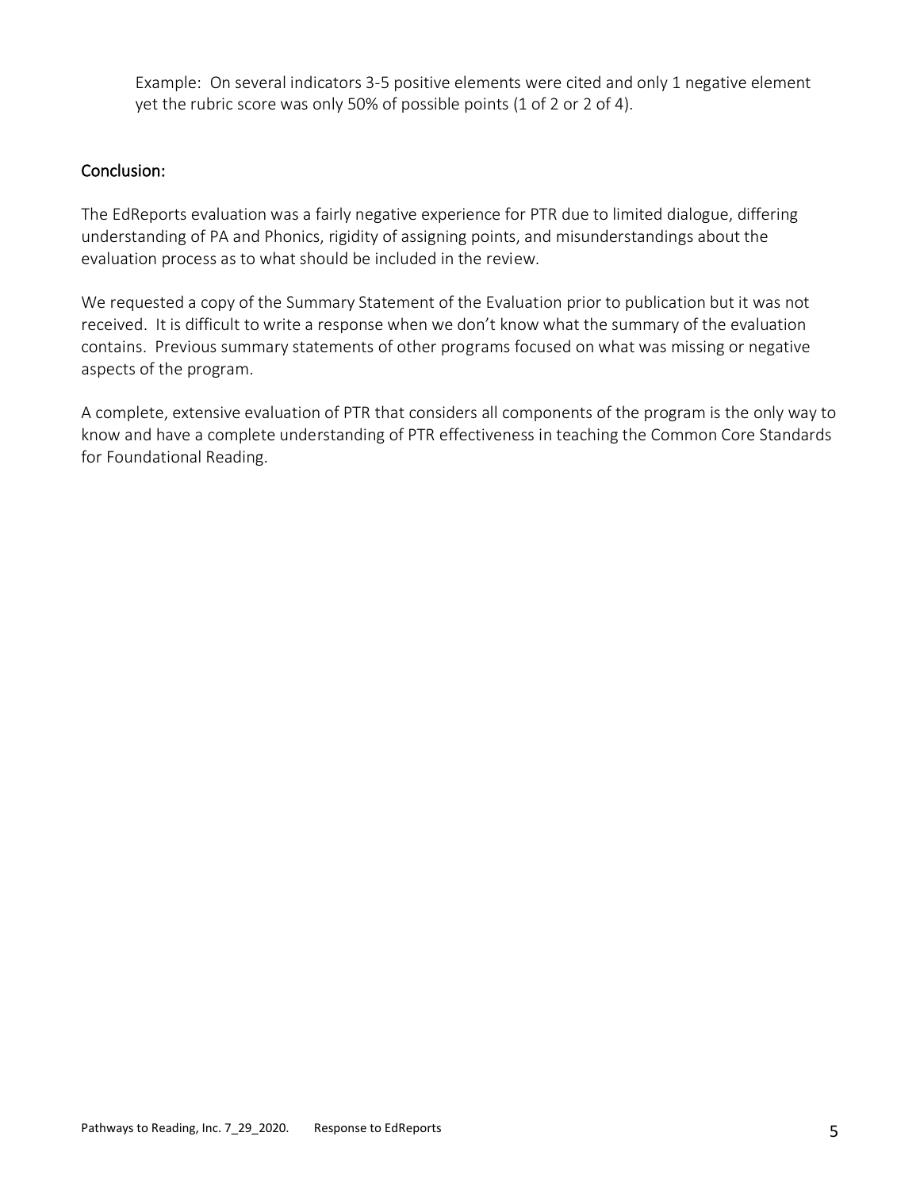Example: On several indicators 3-5 positive elements were cited and only 1 negative element yet the rubric score was only 50% of possible points (1 of 2 or 2 of 4).

## Conclusion:

The EdReports evaluation was a fairly negative experience for PTR due to limited dialogue, differing understanding of PA and Phonics, rigidity of assigning points, and misunderstandings about the evaluation process as to what should be included in the review.

We requested a copy of the Summary Statement of the Evaluation prior to publication but it was not received. It is difficult to write a response when we don't know what the summary of the evaluation contains. Previous summary statements of other programs focused on what was missing or negative aspects of the program.

A complete, extensive evaluation of PTR that considers all components of the program is the only way to know and have a complete understanding of PTR effectiveness in teaching the Common Core Standards for Foundational Reading.